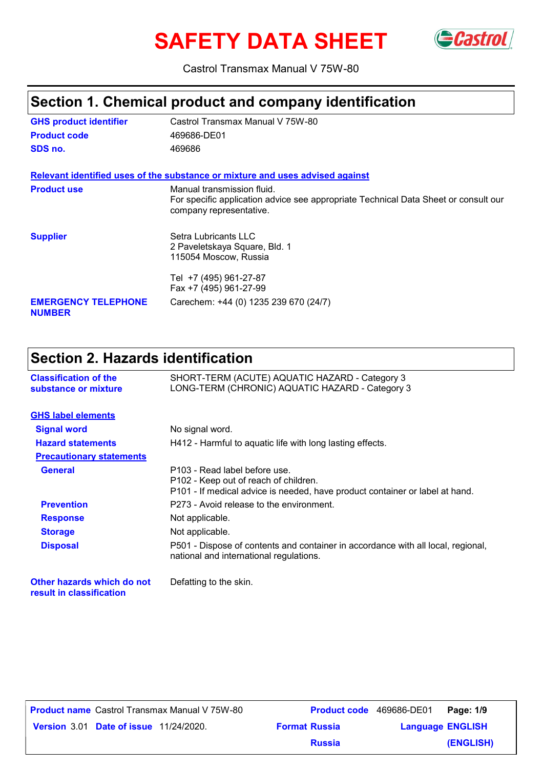# SAFETY DATA SHEET

Castrol Transmax Manual V 75W-80

## Section 1. Chemical product and company identification

**GHS product identifier** Castrol Transmax Manual V 75W-80

**Product code** 469686-DE01

**SDS no.** 469686

**Relevant identified uses of the substance or mixture and uses advised against**

**Product use** Manual transmission fluid.
For specific application advice see appropriate Technical Data Sheet or consult our company representative.

**Supplier** Setra Lubricants LLC
2 Paveletskaya Square, Bld. 1
115054 Moscow, Russia

Tel +7 (495) 961-27-87
Fax +7 (495) 961-27-99

**EMERGENCY TELEPHONE NUMBER** Carechem: +44 (0) 1235 239 670 (24/7)

## Section 2. Hazards identification

**Classification of the substance or mixture**
SHORT-TERM (ACUTE) AQUATIC HAZARD - Category 3
LONG-TERM (CHRONIC) AQUATIC HAZARD - Category 3

**GHS label elements**

**Signal word** No signal word.

**Hazard statements** H412 - Harmful to aquatic life with long lasting effects.

**Precautionary statements**

**General**
P103 - Read label before use.
P102 - Keep out of reach of children.
P101 - If medical advice is needed, have product container or label at hand.

**Prevention** P273 - Avoid release to the environment.

**Response** Not applicable.

**Storage** Not applicable.

**Disposal** P501 - Dispose of contents and container in accordance with all local, regional, national and international regulations.

**Other hazards which do not result in classification** Defatting to the skin.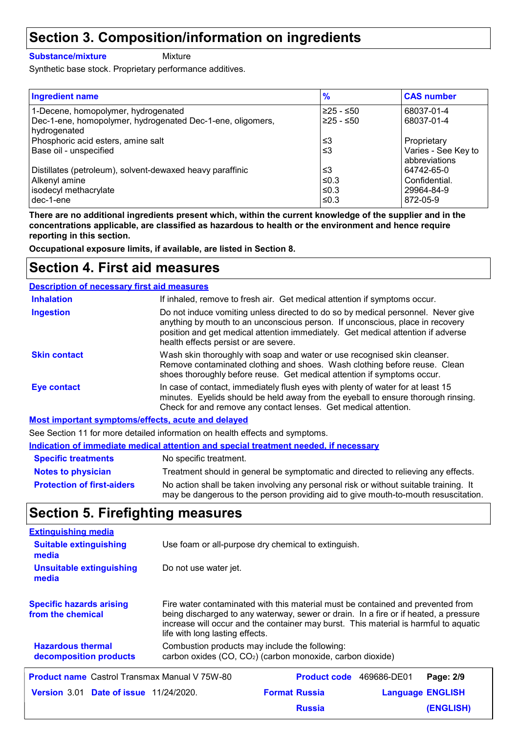## Section 3. Composition/information on ingredients

**Substance/mixture** Mixture

Synthetic base stock. Proprietary performance additives.

| Ingredient name | % | CAS number |
|---|---|---|
| 1-Decene, homopolymer, hydrogenated | ≥25 - ≤50 | 68037-01-4 |
| Dec-1-ene, homopolymer, hydrogenated Dec-1-ene, oligomers, hydrogenated | ≥25 - ≤50 | 68037-01-4 |
| Phosphoric acid esters, amine salt | ≤3 | Proprietary |
| Base oil - unspecified | ≤3 | Varies - See Key to abbreviations |
| Distillates (petroleum), solvent-dewaxed heavy paraffinic | ≤3 | 64742-65-0 |
| Alkenyl amine | ≤0.3 | Confidential. |
| isodecyl methacrylate | ≤0.3 | 29964-84-9 |
| dec-1-ene | ≤0.3 | 872-05-9 |

**There are no additional ingredients present which, within the current knowledge of the supplier and in the concentrations applicable, are classified as hazardous to health or the environment and hence require reporting in this section.**

**Occupational exposure limits, if available, are listed in Section 8.**

## Section 4. First aid measures

**Description of necessary first aid measures**

**Inhalation** If inhaled, remove to fresh air. Get medical attention if symptoms occur.

**Ingestion** Do not induce vomiting unless directed to do so by medical personnel. Never give anything by mouth to an unconscious person. If unconscious, place in recovery position and get medical attention immediately. Get medical attention if adverse health effects persist or are severe.

**Skin contact** Wash skin thoroughly with soap and water or use recognised skin cleanser. Remove contaminated clothing and shoes. Wash clothing before reuse. Clean shoes thoroughly before reuse. Get medical attention if symptoms occur.

**Eye contact** In case of contact, immediately flush eyes with plenty of water for at least 15 minutes. Eyelids should be held away from the eyeball to ensure thorough rinsing. Check for and remove any contact lenses. Get medical attention.

**Most important symptoms/effects, acute and delayed**

See Section 11 for more detailed information on health effects and symptoms.

**Indication of immediate medical attention and special treatment needed, if necessary**

**Specific treatments** No specific treatment.

**Notes to physician** Treatment should in general be symptomatic and directed to relieving any effects.

**Protection of first-aiders** No action shall be taken involving any personal risk or without suitable training. It may be dangerous to the person providing aid to give mouth-to-mouth resuscitation.

## Section 5. Firefighting measures

**Extinguishing media**

**Suitable extinguishing media** Use foam or all-purpose dry chemical to extinguish.

**Unsuitable extinguishing media** Do not use water jet.

**Specific hazards arising from the chemical** Fire water contaminated with this material must be contained and prevented from being discharged to any waterway, sewer or drain. In a fire or if heated, a pressure increase will occur and the container may burst. This material is harmful to aquatic life with long lasting effects.

**Hazardous thermal decomposition products** Combustion products may include the following: carbon oxides ($CO$, $CO_2$) (carbon monoxide, carbon dioxide)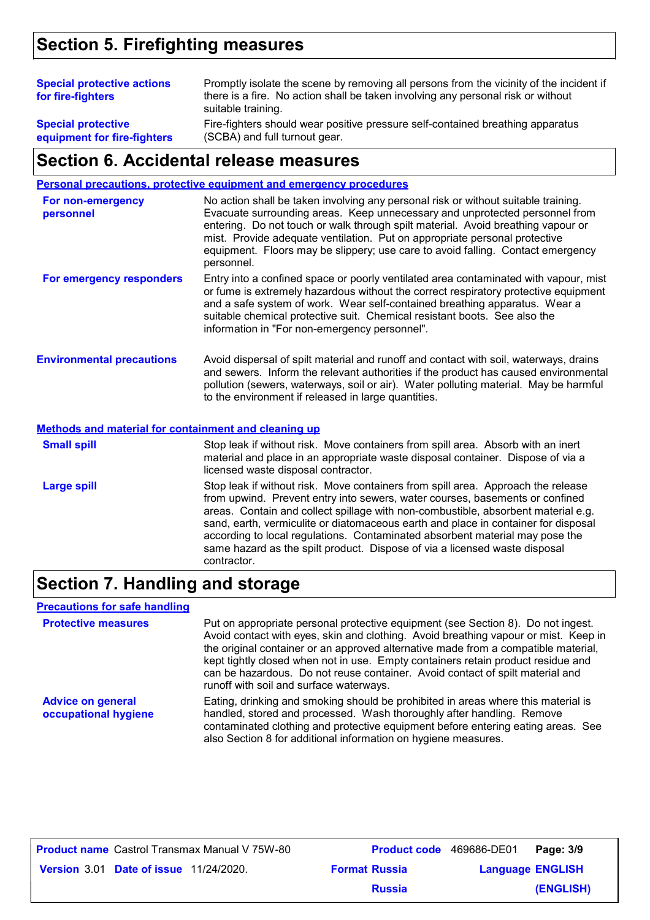## Section 5. Firefighting measures

**Special protective actions for fire-fighters**
Promptly isolate the scene by removing all persons from the vicinity of the incident if there is a fire. No action shall be taken involving any personal risk or without suitable training.

**Special protective equipment for fire-fighters**
Fire-fighters should wear positive pressure self-contained breathing apparatus (SCBA) and full turnout gear.

## Section 6. Accidental release measures

### Personal precautions, protective equipment and emergency procedures

**For non-emergency personnel**
No action shall be taken involving any personal risk or without suitable training. Evacuate surrounding areas. Keep unnecessary and unprotected personnel from entering. Do not touch or walk through spilt material. Avoid breathing vapour or mist. Provide adequate ventilation. Put on appropriate personal protective equipment. Floors may be slippery; use care to avoid falling. Contact emergency personnel.

**For emergency responders**
Entry into a confined space or poorly ventilated area contaminated with vapour, mist or fume is extremely hazardous without the correct respiratory protective equipment and a safe system of work. Wear self-contained breathing apparatus. Wear a suitable chemical protective suit. Chemical resistant boots. See also the information in "For non-emergency personnel".

**Environmental precautions**
Avoid dispersal of spilt material and runoff and contact with soil, waterways, drains and sewers. Inform the relevant authorities if the product has caused environmental pollution (sewers, waterways, soil or air). Water polluting material. May be harmful to the environment if released in large quantities.

### Methods and material for containment and cleaning up

**Small spill**
Stop leak if without risk. Move containers from spill area. Absorb with an inert material and place in an appropriate waste disposal container. Dispose of via a licensed waste disposal contractor.

**Large spill**
Stop leak if without risk. Move containers from spill area. Approach the release from upwind. Prevent entry into sewers, water courses, basements or confined areas. Contain and collect spillage with non-combustible, absorbent material e.g. sand, earth, vermiculite or diatomaceous earth and place in container for disposal according to local regulations. Contaminated absorbent material may pose the same hazard as the spilt product. Dispose of via a licensed waste disposal contractor.

## Section 7. Handling and storage

### Precautions for safe handling

**Protective measures**
Put on appropriate personal protective equipment (see Section 8). Do not ingest. Avoid contact with eyes, skin and clothing. Avoid breathing vapour or mist. Keep in the original container or an approved alternative made from a compatible material, kept tightly closed when not in use. Empty containers retain product residue and can be hazardous. Do not reuse container. Avoid contact of spilt material and runoff with soil and surface waterways.

**Advice on general occupational hygiene**
Eating, drinking and smoking should be prohibited in areas where this material is handled, stored and processed. Wash thoroughly after handling. Remove contaminated clothing and protective equipment before entering eating areas. See also Section 8 for additional information on hygiene measures.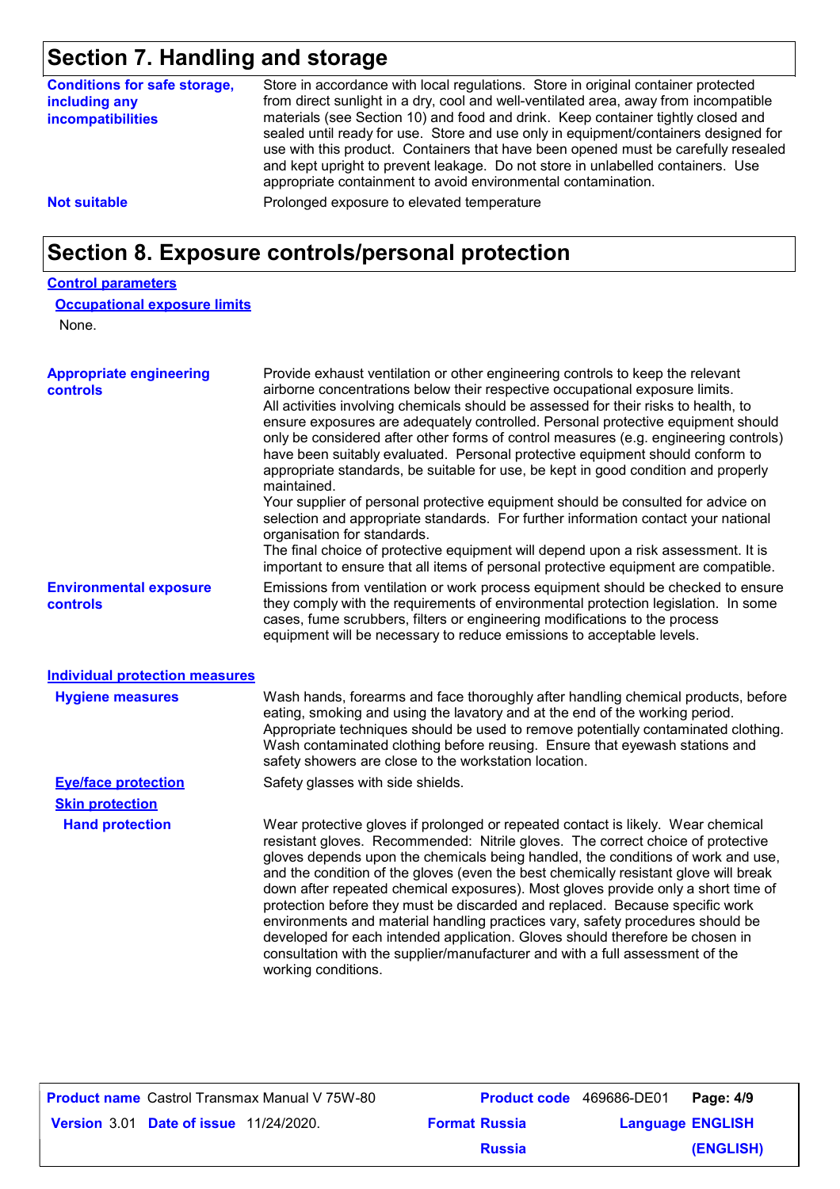## Section 7. Handling and storage

**Conditions for safe storage, including any incompatibilities**

Store in accordance with local regulations. Store in original container protected from direct sunlight in a dry, cool and well-ventilated area, away from incompatible materials (see Section 10) and food and drink. Keep container tightly closed and sealed until ready for use. Store and use only in equipment/containers designed for use with this product. Containers that have been opened must be carefully resealed and kept upright to prevent leakage. Do not store in unlabelled containers. Use appropriate containment to avoid environmental contamination.

**Not suitable**

Prolonged exposure to elevated temperature

## Section 8. Exposure controls/personal protection

### Control parameters

#### Occupational exposure limits

None.

**Appropriate engineering controls**

Provide exhaust ventilation or other engineering controls to keep the relevant airborne concentrations below their respective occupational exposure limits.
All activities involving chemicals should be assessed for their risks to health, to ensure exposures are adequately controlled. Personal protective equipment should only be considered after other forms of control measures (e.g. engineering controls) have been suitably evaluated. Personal protective equipment should conform to appropriate standards, be suitable for use, be kept in good condition and properly maintained.
Your supplier of personal protective equipment should be consulted for advice on selection and appropriate standards. For further information contact your national organisation for standards.
The final choice of protective equipment will depend upon a risk assessment. It is important to ensure that all items of personal protective equipment are compatible.

**Environmental exposure controls**

Emissions from ventilation or work process equipment should be checked to ensure they comply with the requirements of environmental protection legislation. In some cases, fume scrubbers, filters or engineering modifications to the process equipment will be necessary to reduce emissions to acceptable levels.

### Individual protection measures

**Hygiene measures**

Wash hands, forearms and face thoroughly after handling chemical products, before eating, smoking and using the lavatory and at the end of the working period. Appropriate techniques should be used to remove potentially contaminated clothing. Wash contaminated clothing before reusing. Ensure that eyewash stations and safety showers are close to the workstation location.

**Eye/face protection**

Safety glasses with side shields.

**Skin protection**

**Hand protection**

Wear protective gloves if prolonged or repeated contact is likely. Wear chemical resistant gloves. Recommended: Nitrile gloves. The correct choice of protective gloves depends upon the chemicals being handled, the conditions of work and use, and the condition of the gloves (even the best chemically resistant glove will break down after repeated chemical exposures). Most gloves provide only a short time of protection before they must be discarded and replaced. Because specific work environments and material handling practices vary, safety procedures should be developed for each intended application. Gloves should therefore be chosen in consultation with the supplier/manufacturer and with a full assessment of the working conditions.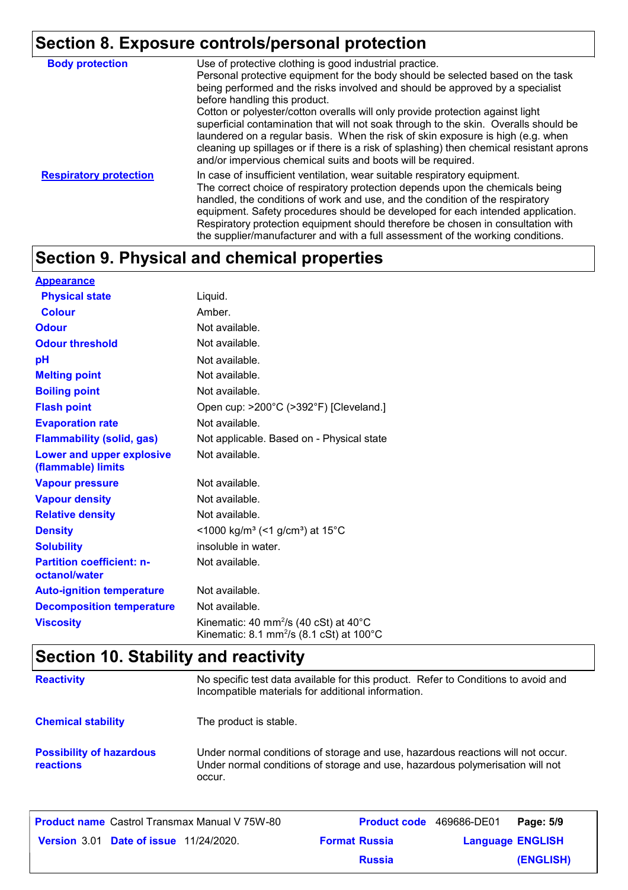## Section 8. Exposure controls/personal protection

| | |
|---|---|
| **Body protection** | Use of protective clothing is good industrial practice. Personal protective equipment for the body should be selected based on the task being performed and the risks involved and should be approved by a specialist before handling this product. Cotton or polyester/cotton overalls will only provide protection against light superficial contamination that will not soak through to the skin. Overalls should be laundered on a regular basis. When the risk of skin exposure is high (e.g. when cleaning up spillages or if there is a risk of splashing) then chemical resistant aprons and/or impervious chemical suits and boots will be required. |
| **Respiratory protection** | In case of insufficient ventilation, wear suitable respiratory equipment. The correct choice of respiratory protection depends upon the chemicals being handled, the conditions of work and use, and the condition of the respiratory equipment. Safety procedures should be developed for each intended application. Respiratory protection equipment should therefore be chosen in consultation with the supplier/manufacturer and with a full assessment of the working conditions. |

## Section 9. Physical and chemical properties

| | |
|---|---|
| **Appearance** | |
| **Physical state** | Liquid. |
| **Colour** | Amber. |
| **Odour** | Not available. |
| **Odour threshold** | Not available. |
| **pH** | Not available. |
| **Melting point** | Not available. |
| **Boiling point** | Not available. |
| **Flash point** | Open cup: >200°C (>392°F) [Cleveland.] |
| **Evaporation rate** | Not available. |
| **Flammability (solid, gas)** | Not applicable. Based on - Physical state |
| **Lower and upper explosive (flammable) limits** | Not available. |
| **Vapour pressure** | Not available. |
| **Vapour density** | Not available. |
| **Relative density** | Not available. |
| **Density** | <1000 kg/m³ (<1 g/cm³) at 15°C |
| **Solubility** | insoluble in water. |
| **Partition coefficient: n-octanol/water** | Not available. |
| **Auto-ignition temperature** | Not available. |
| **Decomposition temperature** | Not available. |
| **Viscosity** | Kinematic: 40 $mm^2/s$ (40 cSt) at 40°C<br>Kinematic: 8.1 $mm^2/s$ (8.1 cSt) at 100°C |

## Section 10. Stability and reactivity

| | |
|---|---|
| **Reactivity** | No specific test data available for this product. Refer to Conditions to avoid and Incompatible materials for additional information. |
| **Chemical stability** | The product is stable. |
| **Possibility of hazardous reactions** | Under normal conditions of storage and use, hazardous reactions will not occur. Under normal conditions of storage and use, hazardous polymerisation will not occur. |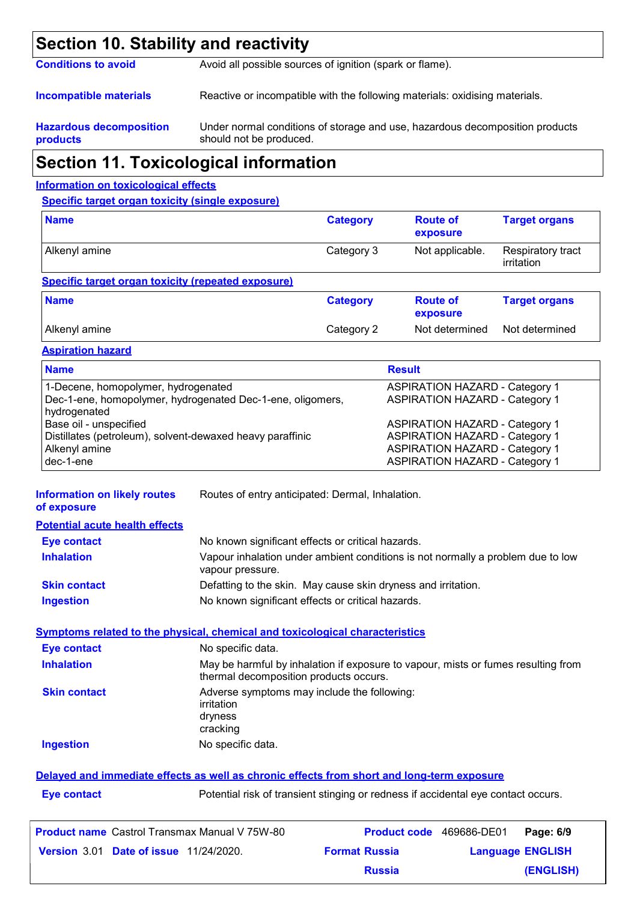## Section 10. Stability and reactivity

**Conditions to avoid** Avoid all possible sources of ignition (spark or flame).

**Incompatible materials** Reactive or incompatible with the following materials: oxidising materials.

**Hazardous decomposition products** Under normal conditions of storage and use, hazardous decomposition products should not be produced.

## Section 11. Toxicological information

### Information on toxicological effects

#### Specific target organ toxicity (single exposure)

| Name | Category | Route of exposure | Target organs |
|---|---|---|---|
| Alkenyl amine | Category 3 | Not applicable. | Respiratory tract irritation |

#### Specific target organ toxicity (repeated exposure)

| Name | Category | Route of exposure | Target organs |
|---|---|---|---|
| Alkenyl amine | Category 2 | Not determined | Not determined |

#### Aspiration hazard

| Name | Result |
|---|---|
| 1-Decene, homopolymer, hydrogenated | ASPIRATION HAZARD - Category 1 |
| Dec-1-ene, homopolymer, hydrogenated Dec-1-ene, oligomers, hydrogenated | ASPIRATION HAZARD - Category 1 |
| Base oil - unspecified | ASPIRATION HAZARD - Category 1 |
| Distillates (petroleum), solvent-dewaxed heavy paraffinic | ASPIRATION HAZARD - Category 1 |
| Alkenyl amine | ASPIRATION HAZARD - Category 1 |
| dec-1-ene | ASPIRATION HAZARD - Category 1 |

**Information on likely routes of exposure** Routes of entry anticipated: Dermal, Inhalation.

#### Potential acute health effects

**Eye contact** No known significant effects or critical hazards.

**Inhalation** Vapour inhalation under ambient conditions is not normally a problem due to low vapour pressure.

**Skin contact** Defatting to the skin. May cause skin dryness and irritation.

**Ingestion** No known significant effects or critical hazards.

#### Symptoms related to the physical, chemical and toxicological characteristics

**Eye contact** No specific data.

**Inhalation** May be harmful by inhalation if exposure to vapour, mists or fumes resulting from thermal decomposition products occurs.

**Skin contact** Adverse symptoms may include the following:
irritation
dryness
cracking

**Ingestion** No specific data.

#### Delayed and immediate effects as well as chronic effects from short and long-term exposure

**Eye contact** Potential risk of transient stinging or redness if accidental eye contact occurs.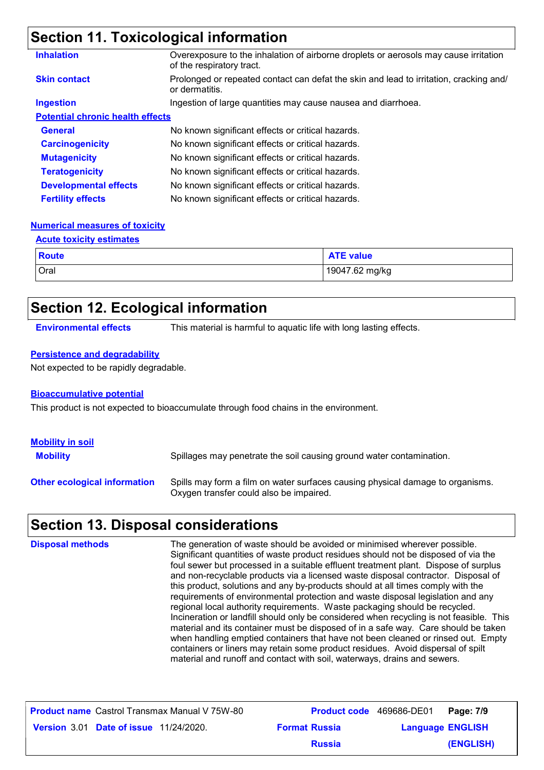## Section 11. Toxicological information

**Inhalation**
Overexposure to the inhalation of airborne droplets or aerosols may cause irritation of the respiratory tract.

**Skin contact**
Prolonged or repeated contact can defat the skin and lead to irritation, cracking and/or dermatitis.

**Ingestion**
Ingestion of large quantities may cause nausea and diarrhoea.

**Potential chronic health effects**

**General**
No known significant effects or critical hazards.

**Carcinogenicity**
No known significant effects or critical hazards.

**Mutagenicity**
No known significant effects or critical hazards.

**Teratogenicity**
No known significant effects or critical hazards.

**Developmental effects**
No known significant effects or critical hazards.

**Fertility effects**
No known significant effects or critical hazards.

**Numerical measures of toxicity**

**Acute toxicity estimates**

| Route | ATE value |
|---|---|
| Oral | 19047.62 mg/kg |

## Section 12. Ecological information

**Environmental effects**
This material is harmful to aquatic life with long lasting effects.

**Persistence and degradability**

Not expected to be rapidly degradable.

**Bioaccumulative potential**

This product is not expected to bioaccumulate through food chains in the environment.

**Mobility in soil**

**Mobility**
Spillages may penetrate the soil causing ground water contamination.

**Other ecological information**
Spills may form a film on water surfaces causing physical damage to organisms. Oxygen transfer could also be impaired.

## Section 13. Disposal considerations

**Disposal methods**
The generation of waste should be avoided or minimised wherever possible. Significant quantities of waste product residues should not be disposed of via the foul sewer but processed in a suitable effluent treatment plant. Dispose of surplus and non-recyclable products via a licensed waste disposal contractor. Disposal of this product, solutions and any by-products should at all times comply with the requirements of environmental protection and waste disposal legislation and any regional local authority requirements. Waste packaging should be recycled. Incineration or landfill should only be considered when recycling is not feasible. This material and its container must be disposed of in a safe way. Care should be taken when handling emptied containers that have not been cleaned or rinsed out. Empty containers or liners may retain some product residues. Avoid dispersal of spilt material and runoff and contact with soil, waterways, drains and sewers.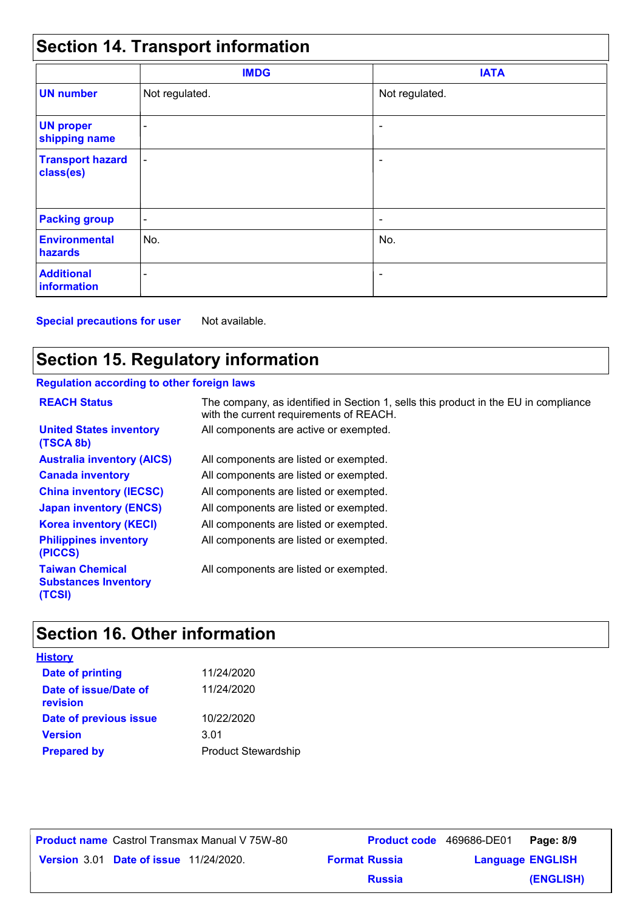## Section 14. Transport information

| | IMDG | IATA |
|---|---|---|
| **UN number** | Not regulated. | Not regulated. |
| **UN proper shipping name** | - | - |
| **Transport hazard class(es)** | - | - |
| **Packing group** | - | - |
| **Environmental hazards** | No. | No. |
| **Additional information** | - | - |

**Special precautions for user** Not available.

## Section 15. Regulatory information

**Regulation according to other foreign laws**

| | |
|---|---|
| **REACH Status** | The company, as identified in Section 1, sells this product in the EU in compliance with the current requirements of REACH. |
| **United States inventory (TSCA 8b)** | All components are active or exempted. |
| **Australia inventory (AICS)** | All components are listed or exempted. |
| **Canada inventory** | All components are listed or exempted. |
| **China inventory (IECSC)** | All components are listed or exempted. |
| **Japan inventory (ENCS)** | All components are listed or exempted. |
| **Korea inventory (KECI)** | All components are listed or exempted. |
| **Philippines inventory (PICCS)** | All components are listed or exempted. |
| **Taiwan Chemical Substances Inventory (TCSI)** | All components are listed or exempted. |

## Section 16. Other information

**History**

| | |
|---|---|
| **Date of printing** | 11/24/2020 |
| **Date of issue/Date of revision** | 11/24/2020 |
| **Date of previous issue** | 10/22/2020 |
| **Version** | 3.01 |
| **Prepared by** | Product Stewardship |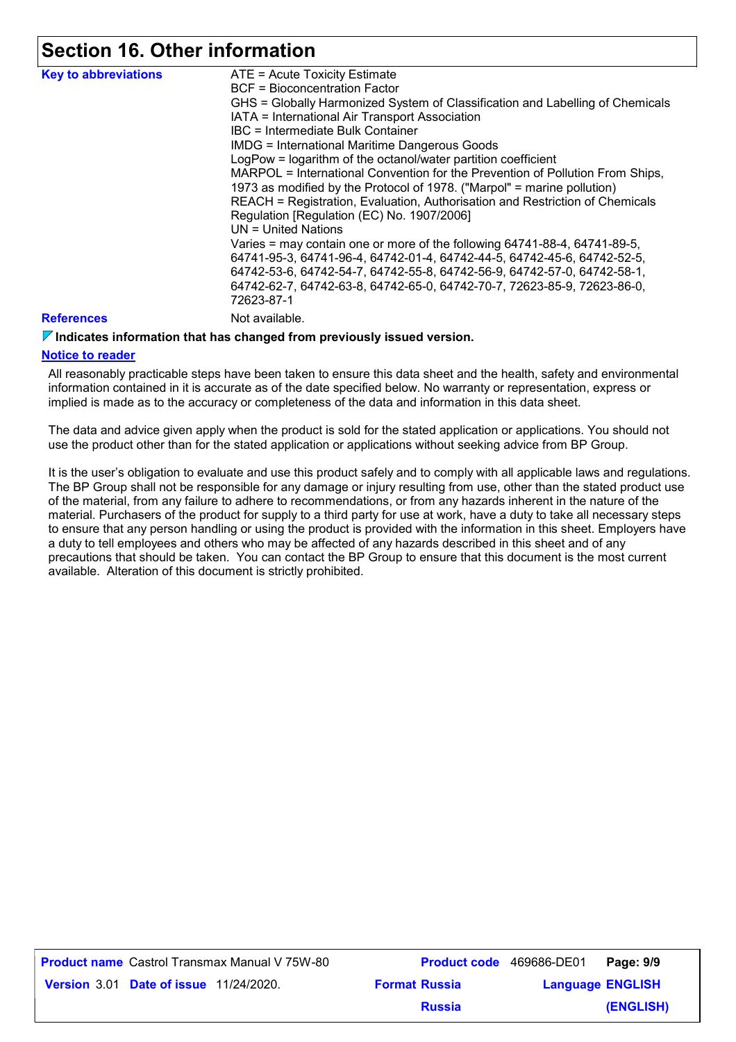## Section 16. Other information

**Key to abbreviations**

ATE = Acute Toxicity Estimate
BCF = Bioconcentration Factor
GHS = Globally Harmonized System of Classification and Labelling of Chemicals
IATA = International Air Transport Association
IBC = Intermediate Bulk Container
IMDG = International Maritime Dangerous Goods
LogPow = logarithm of the octanol/water partition coefficient
MARPOL = International Convention for the Prevention of Pollution From Ships, 1973 as modified by the Protocol of 1978. ("Marpol" = marine pollution)
REACH = Registration, Evaluation, Authorisation and Restriction of Chemicals Regulation [Regulation (EC) No. 1907/2006]
UN = United Nations
Varies = may contain one or more of the following 64741-88-4, 64741-89-5, 64741-95-3, 64741-96-4, 64742-01-4, 64742-44-5, 64742-45-6, 64742-52-5, 64742-53-6, 64742-54-7, 64742-55-8, 64742-56-9, 64742-57-0, 64742-58-1, 64742-62-7, 64742-63-8, 64742-65-0, 64742-70-7, 72623-85-9, 72623-86-0, 72623-87-1

**References** Not available.

**Indicates information that has changed from previously issued version.**

**Notice to reader**

All reasonably practicable steps have been taken to ensure this data sheet and the health, safety and environmental information contained in it is accurate as of the date specified below. No warranty or representation, express or implied is made as to the accuracy or completeness of the data and information in this data sheet.

The data and advice given apply when the product is sold for the stated application or applications. You should not use the product other than for the stated application or applications without seeking advice from BP Group.

It is the user's obligation to evaluate and use this product safely and to comply with all applicable laws and regulations. The BP Group shall not be responsible for any damage or injury resulting from use, other than the stated product use of the material, from any failure to adhere to recommendations, or from any hazards inherent in the nature of the material. Purchasers of the product for supply to a third party for use at work, have a duty to take all necessary steps to ensure that any person handling or using the product is provided with the information in this sheet. Employers have a duty to tell employees and others who may be affected of any hazards described in this sheet and of any precautions that should be taken. You can contact the BP Group to ensure that this document is the most current available. Alteration of this document is strictly prohibited.